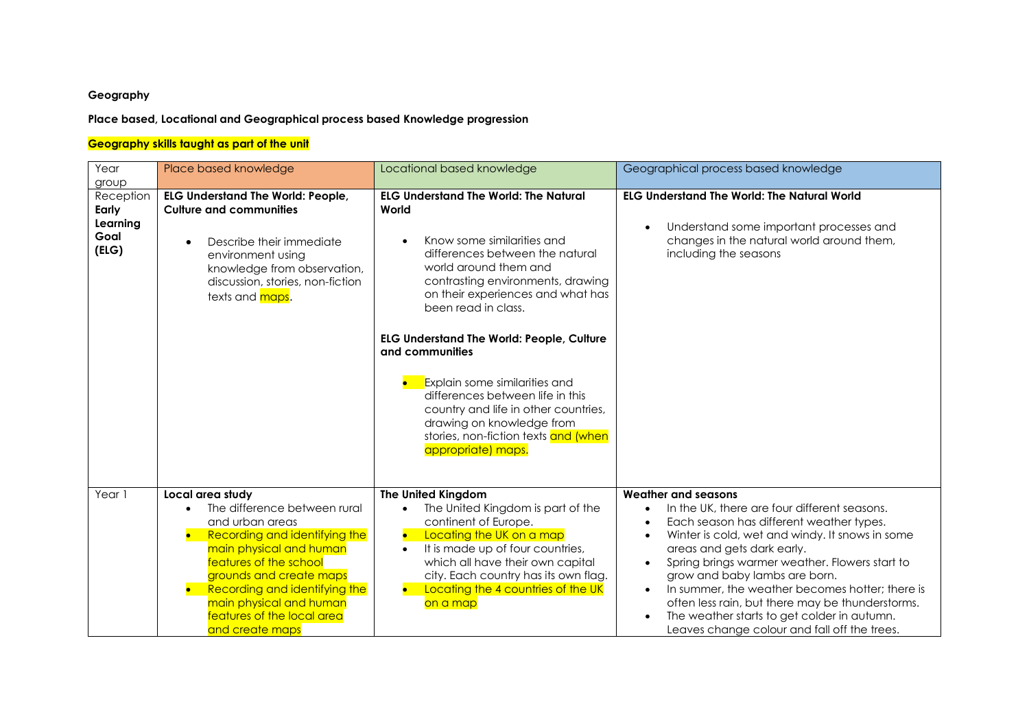**Geography**

**Place based, Locational and Geographical process based Knowledge progression**

**Geography skills taught as part of the unit**

| Year group | Place based knowledge | Locational based knowledge | Geographical process based knowledge |
|---|---|---|---|
| Reception **Early Learning Goal (ELG)** | **ELG Understand The World: People, Culture and communities**<br><br>• Describe their immediate environment using knowledge from observation, discussion, stories, non-fiction texts and maps. | **ELG Understand The World: The Natural World**<br><br>• Know some similarities and differences between the natural world around them and contrasting environments, drawing on their experiences and what has been read in class.<br><br>**ELG Understand The World: People, Culture and communities**<br><br>• Explain some similarities and differences between life in this country and life in other countries, drawing on knowledge from stories, non-fiction texts and (when appropriate) maps. | **ELG Understand The World: The Natural World**<br><br>• Understand some important processes and changes in the natural world around them, including the seasons |
| Year 1 | **Local area study**<br>• The difference between rural and urban areas<br>• Recording and identifying the main physical and human features of the school grounds and create maps<br>• Recording and identifying the main physical and human features of the local area and create maps | **The United Kingdom**<br>• The United Kingdom is part of the continent of Europe.<br>• Locating the UK on a map<br>• It is made up of four countries, which all have their own capital city. Each country has its own flag.<br>• Locating the 4 countries of the UK on a map | **Weather and seasons**<br>• In the UK, there are four different seasons.<br>• Each season has different weather types.<br>• Winter is cold, wet and windy. It snows in some areas and gets dark early.<br>• Spring brings warmer weather. Flowers start to grow and baby lambs are born.<br>• In summer, the weather becomes hotter; there is often less rain, but there may be thunderstorms.<br>• The weather starts to get colder in autumn. Leaves change colour and fall off the trees. |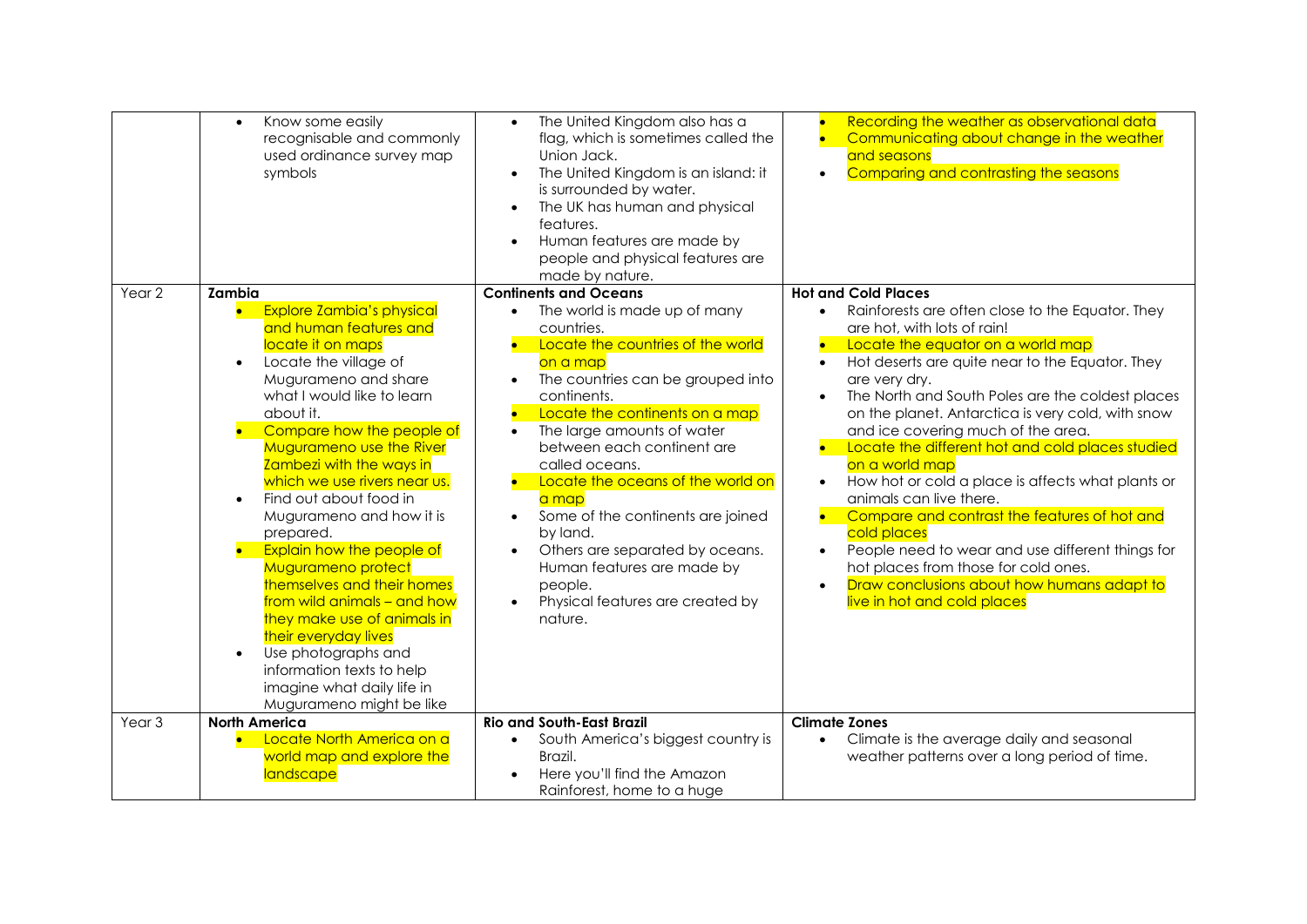| | | | |
|---|---|---|---|
| | • Know some easily recognisable and commonly used ordinance survey map symbols | • The United Kingdom also has a flag, which is sometimes called the Union Jack.<br>• The United Kingdom is an island: it is surrounded by water.<br>• The UK has human and physical features.<br>• Human features are made by people and physical features are made by nature. | • Recording the weather as observational data<br>• Communicating about change in the weather and seasons<br>• Comparing and contrasting the seasons |
| Year 2 | **Zambia**<br>• Explore Zambia's physical and human features and locate it on maps<br>• Locate the village of Mugurameno and share what I would like to learn about it.<br>• Compare how the people of Mugurameno use the River Zambezi with the ways in which we use rivers near us.<br>• Find out about food in Mugurameno and how it is prepared.<br>• Explain how the people of Mugurameno protect themselves and their homes from wild animals – and how they make use of animals in their everyday lives<br>• Use photographs and information texts to help imagine what daily life in Mugurameno might be like | **Continents and Oceans**<br>• The world is made up of many countries.<br>• Locate the countries of the world on a map<br>• The countries can be grouped into continents.<br>• Locate the continents on a map<br>• The large amounts of water between each continent are called oceans.<br>• Locate the oceans of the world on a map<br>• Some of the continents are joined by land.<br>• Others are separated by oceans. Human features are made by people.<br>• Physical features are created by nature. | **Hot and Cold Places**<br>• Rainforests are often close to the Equator. They are hot, with lots of rain!<br>• Locate the equator on a world map<br>• Hot deserts are quite near to the Equator. They are very dry.<br>• The North and South Poles are the coldest places on the planet. Antarctica is very cold, with snow and ice covering much of the area.<br>• Locate the different hot and cold places studied on a world map<br>• How hot or cold a place is affects what plants or animals can live there.<br>• Compare and contrast the features of hot and cold places<br>• People need to wear and use different things for hot places from those for cold ones.<br>• Draw conclusions about how humans adapt to live in hot and cold places |
| Year 3 | **North America**<br>• Locate North America on a world map and explore the landscape | **Rio and South-East Brazil**<br>• South America's biggest country is Brazil.<br>• Here you'll find the Amazon Rainforest, home to a huge | **Climate Zones**<br>• Climate is the average daily and seasonal weather patterns over a long period of time. |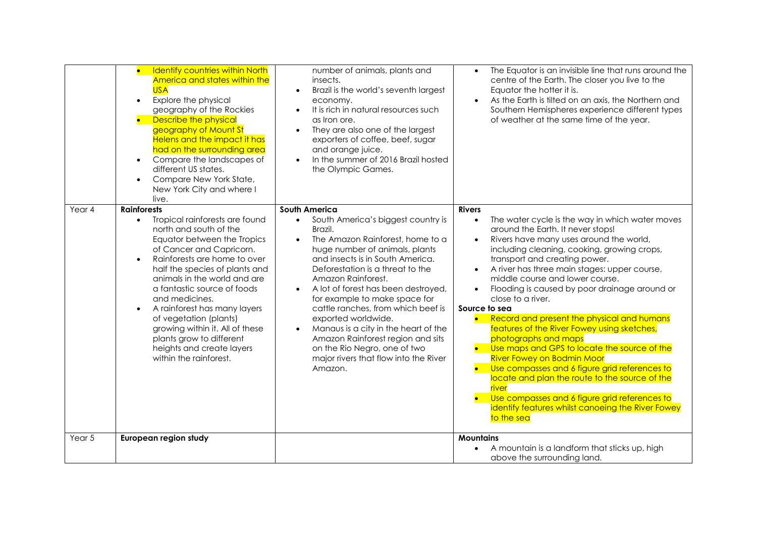| | | | |
|---|---|---|---|
| | • Identify countries within North America and states within the USA<br>• Explore the physical geography of the Rockies<br>• Describe the physical geography of Mount St Helens and the impact it has had on the surrounding area<br>• Compare the landscapes of different US states.<br>• Compare New York State, New York City and where I live. | number of animals, plants and insects.<br>• Brazil is the world's seventh largest economy.<br>• It is rich in natural resources such as Iron ore.<br>• They are also one of the largest exporters of coffee, beef, sugar and orange juice.<br>• In the summer of 2016 Brazil hosted the Olympic Games. | • The Equator is an invisible line that runs around the centre of the Earth. The closer you live to the Equator the hotter it is.<br>• As the Earth is tilted on an axis, the Northern and Southern Hemispheres experience different types of weather at the same time of the year. |
| Year 4 | **Rainforests**<br>• Tropical rainforests are found north and south of the Equator between the Tropics of Cancer and Capricorn.<br>• Rainforests are home to over half the species of plants and animals in the world and are a fantastic source of foods and medicines.<br>• A rainforest has many layers of vegetation (plants) growing within it. All of these plants grow to different heights and create layers within the rainforest. | **South America**<br>• South America's biggest country is Brazil.<br>• The Amazon Rainforest, home to a huge number of animals, plants and insects is in South America. Deforestation is a threat to the Amazon Rainforest.<br>• A lot of forest has been destroyed, for example to make space for cattle ranches, from which beef is exported worldwide.<br>• Manaus is a city in the heart of the Amazon Rainforest region and sits on the Rio Negro, one of two major rivers that flow into the River Amazon. | **Rivers**<br>• The water cycle is the way in which water moves around the Earth. It never stops!<br>• Rivers have many uses around the world, including cleaning, cooking, growing crops, transport and creating power.<br>• A river has three main stages: upper course, middle course and lower course.<br>• Flooding is caused by poor drainage around or close to a river.<br>**Source to sea**<br>• Record and present the physical and humans features of the River Fowey using sketches, photographs and maps<br>• Use maps and GPS to locate the source of the River Fowey on Bodmin Moor<br>• Use compasses and 6 figure grid references to locate and plan the route to the source of the river<br>• Use compasses and 6 figure grid references to identify features whilst canoeing the River Fowey to the sea |
| Year 5 | **European region study** | | **Mountains**<br>• A mountain is a landform that sticks up, high above the surrounding land. |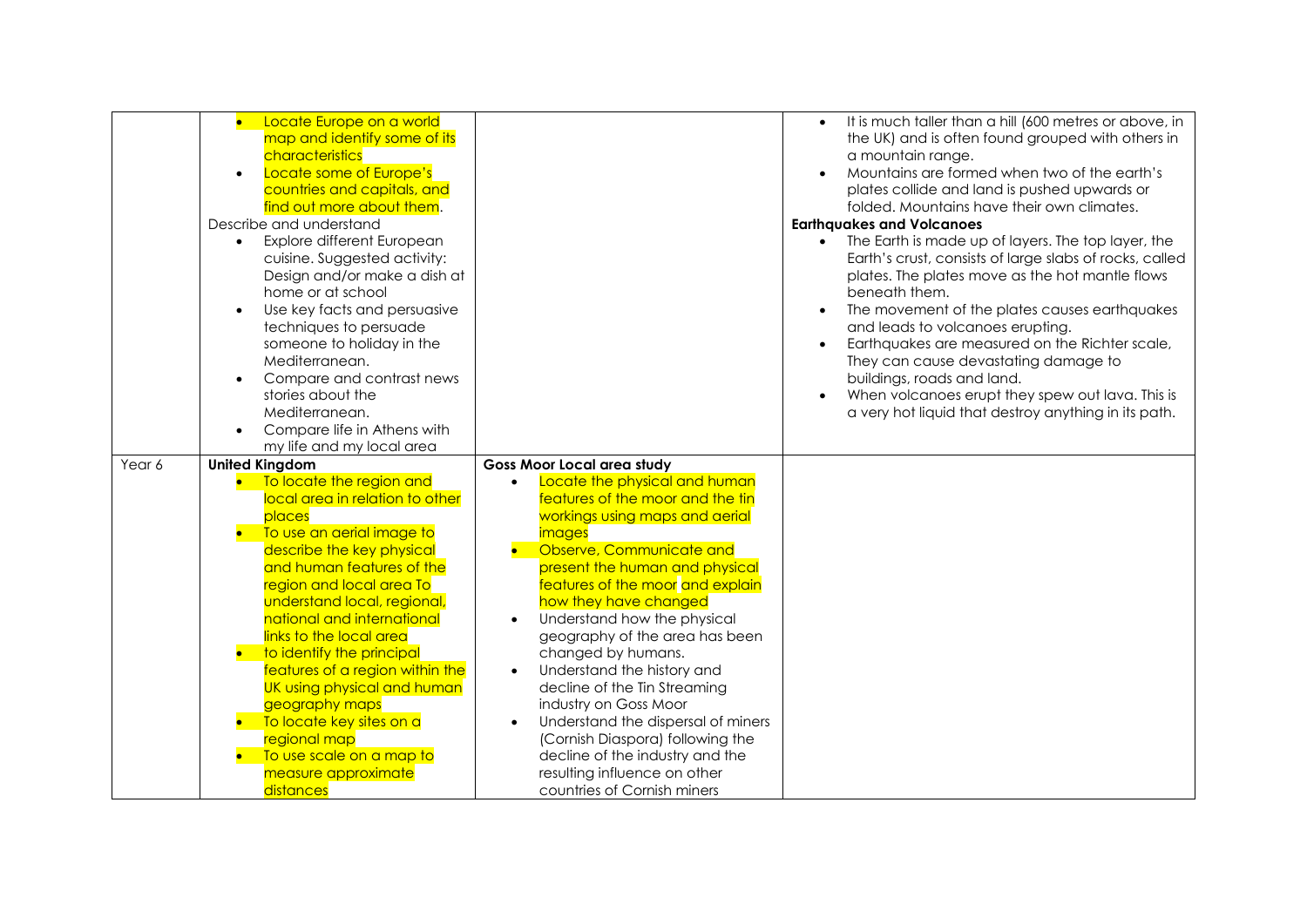|  |  |  |  |
|---|---|---|---|
|  | • Locate Europe on a world map and identify some of its characteristics<br>• Locate some of Europe's countries and capitals, and find out more about them.<br>Describe and understand<br>• Explore different European cuisine. Suggested activity: Design and/or make a dish at home or at school<br>• Use key facts and persuasive techniques to persuade someone to holiday in the Mediterranean.<br>• Compare and contrast news stories about the Mediterranean.<br>• Compare life in Athens with my life and my local area |  | • It is much taller than a hill (600 metres or above, in the UK) and is often found grouped with others in a mountain range.<br>• Mountains are formed when two of the earth's plates collide and land is pushed upwards or folded. Mountains have their own climates.<br>**Earthquakes and Volcanoes**<br>• The Earth is made up of layers. The top layer, the Earth's crust, consists of large slabs of rocks, called plates. The plates move as the hot mantle flows beneath them.<br>• The movement of the plates causes earthquakes and leads to volcanoes erupting.<br>• Earthquakes are measured on the Richter scale, They can cause devastating damage to buildings, roads and land.<br>• When volcanoes erupt they spew out lava. This is a very hot liquid that destroy anything in its path. |
| Year 6 | **United Kingdom**<br>• To locate the region and local area in relation to other places<br>• To use an aerial image to describe the key physical and human features of the region and local area To understand local, regional, national and international links to the local area<br>• to identify the principal features of a region within the UK using physical and human geography maps<br>• To locate key sites on a regional map<br>• To use scale on a map to measure approximate distances | **Goss Moor Local area study**<br>• Locate the physical and human features of the moor and the tin workings using maps and aerial images<br>• Observe, Communicate and present the human and physical features of the moor and explain how they have changed<br>• Understand how the physical geography of the area has been changed by humans.<br>• Understand the history and decline of the Tin Streaming industry on Goss Moor<br>• Understand the dispersal of miners (Cornish Diaspora) following the decline of the industry and the resulting influence on other countries of Cornish miners |  |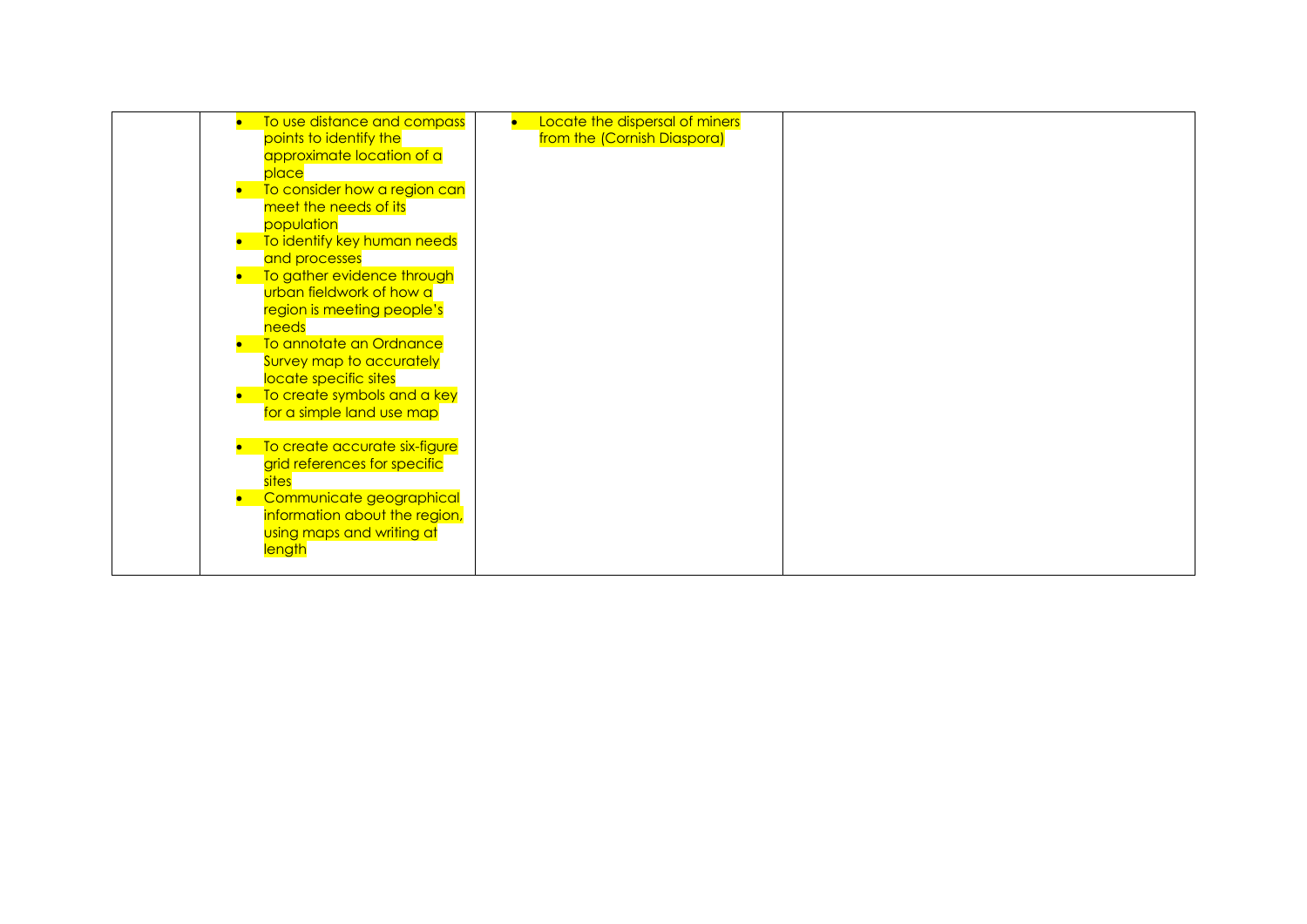| | | | |
|---|---|---|---|
| | • To use distance and compass points to identify the approximate location of a place<br>• To consider how a region can meet the needs of its population<br>• To identify key human needs and processes<br>• To gather evidence through urban fieldwork of how a region is meeting people's needs<br>• To annotate an Ordnance Survey map to accurately locate specific sites<br>• To create symbols and a key for a simple land use map<br>• To create accurate six-figure grid references for specific sites<br>• Communicate geographical information about the region, using maps and writing at length | • Locate the dispersal of miners from the (Cornish Diaspora) | |